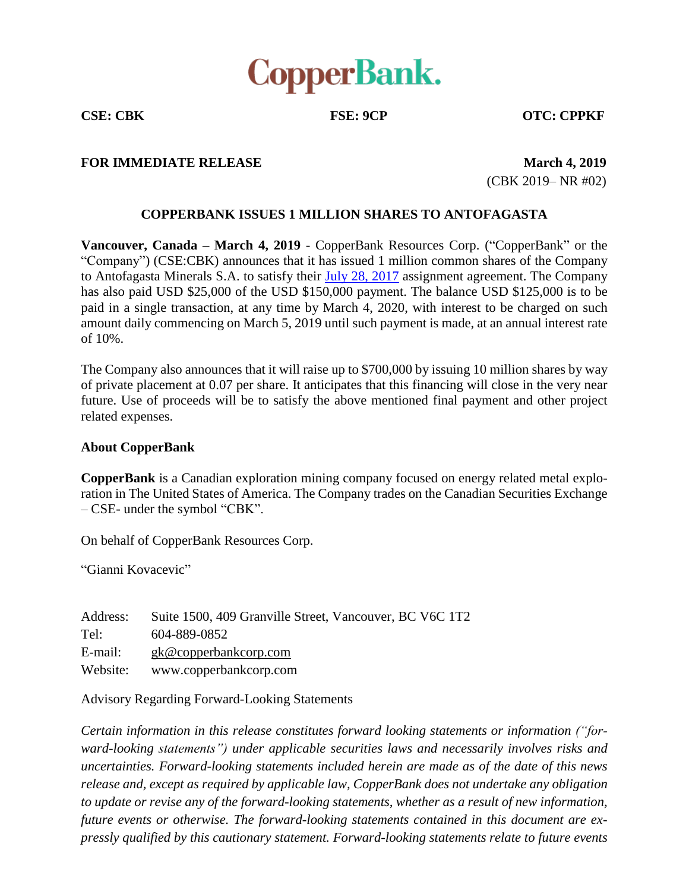# CopperBank.

**CSE: CBK** **FSE: 9CP** **OTC: CPPKF**

**FOR IMMEDIATE RELEASE** **March 4, 2019**

(CBK 2019– NR #02)

## COPPERBANK ISSUES 1 MILLION SHARES TO ANTOFAGASTA

**Vancouver, Canada – March 4, 2019** - CopperBank Resources Corp. ("CopperBank" or the "Company") (CSE:CBK) announces that it has issued 1 million common shares of the Company to Antofagasta Minerals S.A. to satisfy their July 28, 2017 assignment agreement. The Company has also paid USD $25,000 of the USD $150,000 payment. The balance USD $125,000 is to be paid in a single transaction, at any time by March 4, 2020, with interest to be charged on such amount daily commencing on March 5, 2019 until such payment is made, at an annual interest rate of 10%.

The Company also announces that it will raise up to $700,000 by issuing 10 million shares by way of private placement at 0.07 per share. It anticipates that this financing will close in the very near future. Use of proceeds will be to satisfy the above mentioned final payment and other project related expenses.

### About CopperBank

**CopperBank** is a Canadian exploration mining company focused on energy related metal exploration in The United States of America. The Company trades on the Canadian Securities Exchange – CSE- under the symbol "CBK".

On behalf of CopperBank Resources Corp.

"Gianni Kovacevic"

Address: Suite 1500, 409 Granville Street, Vancouver, BC V6C 1T2
Tel: 604-889-0852
E-mail: gk@copperbankcorp.com
Website: www.copperbankcorp.com

Advisory Regarding Forward-Looking Statements

*Certain information in this release constitutes forward looking statements or information ("forward-looking statements") under applicable securities laws and necessarily involves risks and uncertainties. Forward-looking statements included herein are made as of the date of this news release and, except as required by applicable law, CopperBank does not undertake any obligation to update or revise any of the forward-looking statements, whether as a result of new information, future events or otherwise. The forward-looking statements contained in this document are expressly qualified by this cautionary statement. Forward-looking statements relate to future events*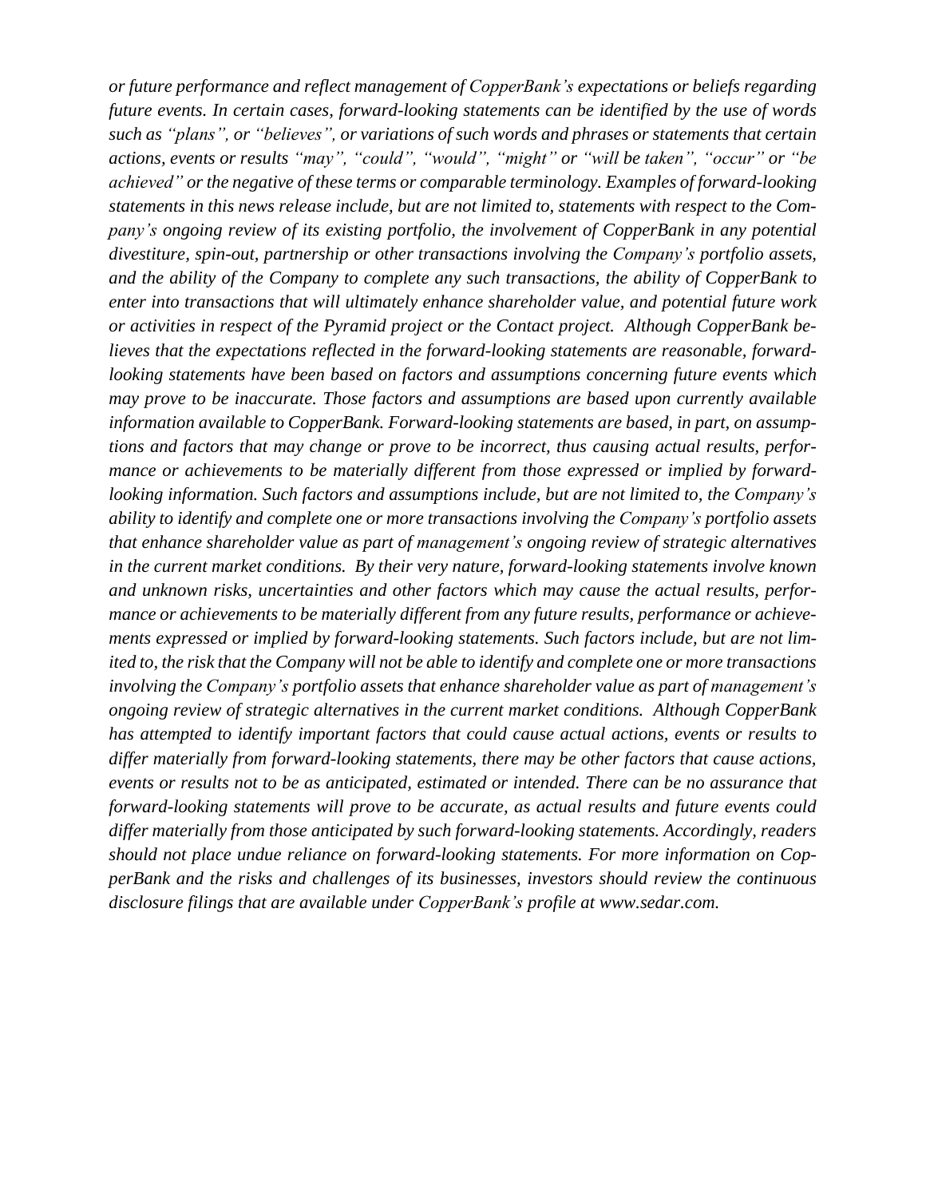*or future performance and reflect management of CopperBank's expectations or beliefs regarding future events. In certain cases, forward-looking statements can be identified by the use of words such as "plans", or "believes", or variations of such words and phrases or statements that certain actions, events or results "may", "could", "would", "might" or "will be taken", "occur" or "be achieved" or the negative of these terms or comparable terminology. Examples of forward-looking statements in this news release include, but are not limited to, statements with respect to the Company's ongoing review of its existing portfolio, the involvement of CopperBank in any potential divestiture, spin-out, partnership or other transactions involving the Company's portfolio assets, and the ability of the Company to complete any such transactions, the ability of CopperBank to enter into transactions that will ultimately enhance shareholder value, and potential future work or activities in respect of the Pyramid project or the Contact project. Although CopperBank believes that the expectations reflected in the forward-looking statements are reasonable, forward-looking statements have been based on factors and assumptions concerning future events which may prove to be inaccurate. Those factors and assumptions are based upon currently available information available to CopperBank. Forward-looking statements are based, in part, on assumptions and factors that may change or prove to be incorrect, thus causing actual results, performance or achievements to be materially different from those expressed or implied by forward-looking information. Such factors and assumptions include, but are not limited to, the Company's ability to identify and complete one or more transactions involving the Company's portfolio assets that enhance shareholder value as part of management's ongoing review of strategic alternatives in the current market conditions. By their very nature, forward-looking statements involve known and unknown risks, uncertainties and other factors which may cause the actual results, performance or achievements to be materially different from any future results, performance or achievements expressed or implied by forward-looking statements. Such factors include, but are not limited to, the risk that the Company will not be able to identify and complete one or more transactions involving the Company's portfolio assets that enhance shareholder value as part of management's ongoing review of strategic alternatives in the current market conditions. Although CopperBank has attempted to identify important factors that could cause actual actions, events or results to differ materially from forward-looking statements, there may be other factors that cause actions, events or results not to be as anticipated, estimated or intended. There can be no assurance that forward-looking statements will prove to be accurate, as actual results and future events could differ materially from those anticipated by such forward-looking statements. Accordingly, readers should not place undue reliance on forward-looking statements. For more information on CopperBank and the risks and challenges of its businesses, investors should review the continuous disclosure filings that are available under CopperBank's profile at www.sedar.com.*